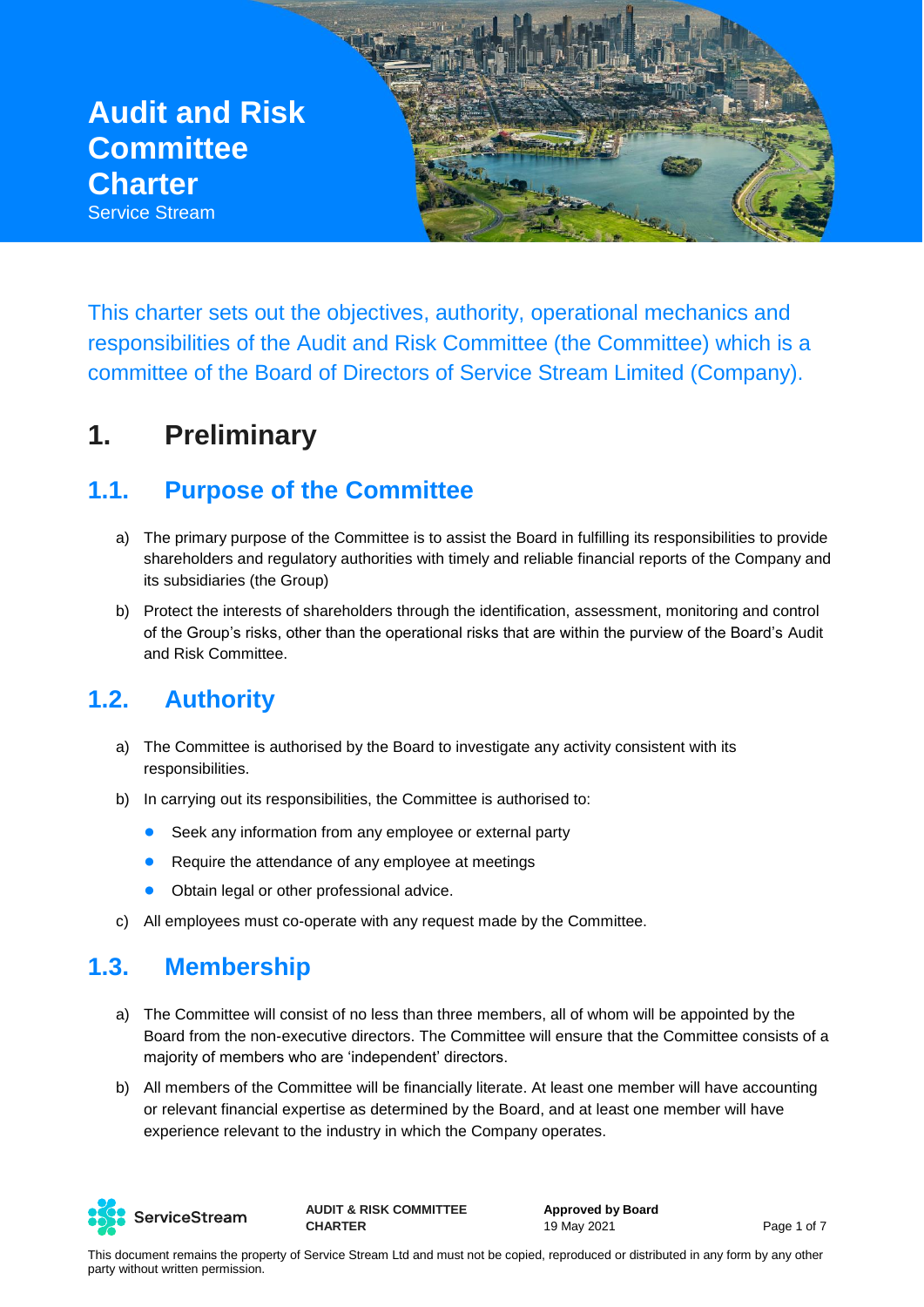# Audit and Risk Committee Charter

Service Stream

This charter sets out the objectives, authority, operational mechanics and responsibilities of the Audit and Risk Committee (the Committee) which is a committee of the Board of Directors of Service Stream Limited (Company).

## 1. Preliminary

### 1.1. Purpose of the Committee

a) The primary purpose of the Committee is to assist the Board in fulfilling its responsibilities to provide shareholders and regulatory authorities with timely and reliable financial reports of the Company and its subsidiaries (the Group)

b) Protect the interests of shareholders through the identification, assessment, monitoring and control of the Group's risks, other than the operational risks that are within the purview of the Board's Audit and Risk Committee.

### 1.2. Authority

a) The Committee is authorised by the Board to investigate any activity consistent with its responsibilities.

b) In carrying out its responsibilities, the Committee is authorised to:

- Seek any information from any employee or external party
- Require the attendance of any employee at meetings
- Obtain legal or other professional advice.

c) All employees must co-operate with any request made by the Committee.

### 1.3. Membership

a) The Committee will consist of no less than three members, all of whom will be appointed by the Board from the non-executive directors. The Committee will ensure that the Committee consists of a majority of members who are 'independent' directors.

b) All members of the Committee will be financially literate. At least one member will have accounting or relevant financial expertise as determined by the Board, and at least one member will have experience relevant to the industry in which the Company operates.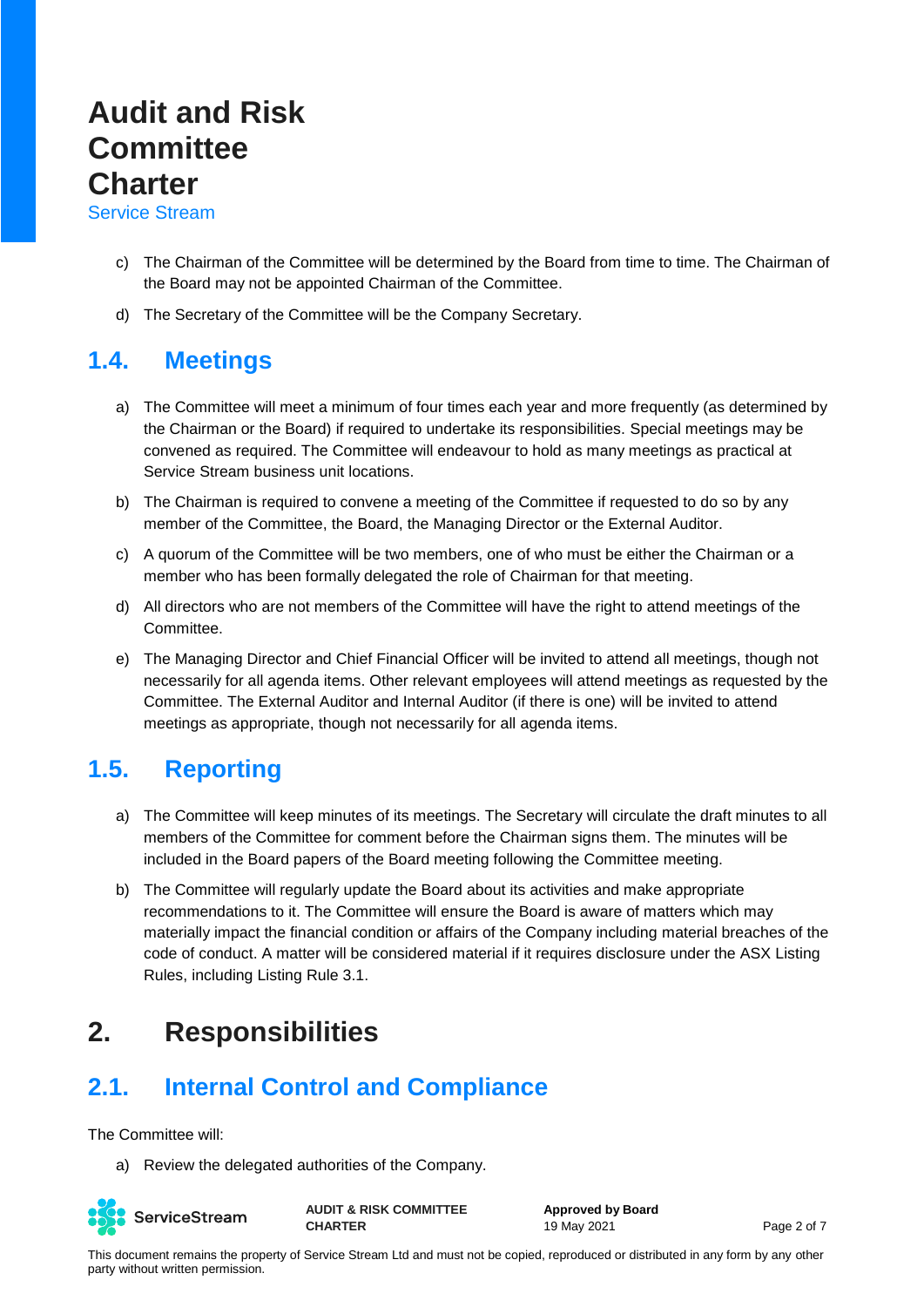c) The Chairman of the Committee will be determined by the Board from time to time. The Chairman of the Board may not be appointed Chairman of the Committee.

d) The Secretary of the Committee will be the Company Secretary.

## 1.4. Meetings

a) The Committee will meet a minimum of four times each year and more frequently (as determined by the Chairman or the Board) if required to undertake its responsibilities. Special meetings may be convened as required. The Committee will endeavour to hold as many meetings as practical at Service Stream business unit locations.

b) The Chairman is required to convene a meeting of the Committee if requested to do so by any member of the Committee, the Board, the Managing Director or the External Auditor.

c) A quorum of the Committee will be two members, one of who must be either the Chairman or a member who has been formally delegated the role of Chairman for that meeting.

d) All directors who are not members of the Committee will have the right to attend meetings of the Committee.

e) The Managing Director and Chief Financial Officer will be invited to attend all meetings, though not necessarily for all agenda items. Other relevant employees will attend meetings as requested by the Committee. The External Auditor and Internal Auditor (if there is one) will be invited to attend meetings as appropriate, though not necessarily for all agenda items.

## 1.5. Reporting

a) The Committee will keep minutes of its meetings. The Secretary will circulate the draft minutes to all members of the Committee for comment before the Chairman signs them. The minutes will be included in the Board papers of the Board meeting following the Committee meeting.

b) The Committee will regularly update the Board about its activities and make appropriate recommendations to it. The Committee will ensure the Board is aware of matters which may materially impact the financial condition or affairs of the Company including material breaches of the code of conduct. A matter will be considered material if it requires disclosure under the ASX Listing Rules, including Listing Rule 3.1.

# 2. Responsibilities

## 2.1. Internal Control and Compliance

The Committee will:

a) Review the delegated authorities of the Company.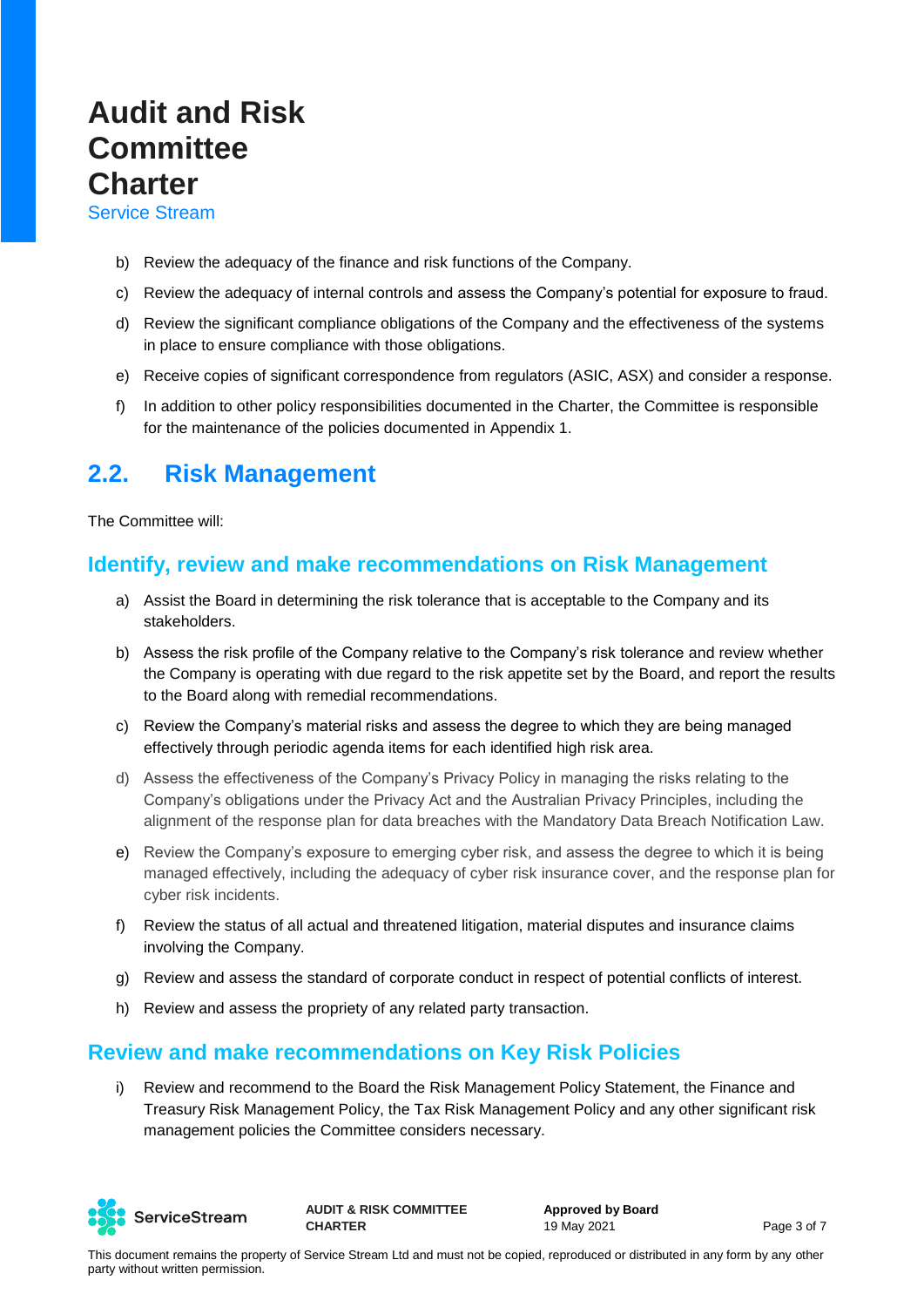b) Review the adequacy of the finance and risk functions of the Company.

c) Review the adequacy of internal controls and assess the Company's potential for exposure to fraud.

d) Review the significant compliance obligations of the Company and the effectiveness of the systems in place to ensure compliance with those obligations.

e) Receive copies of significant correspondence from regulators (ASIC, ASX) and consider a response.

f) In addition to other policy responsibilities documented in the Charter, the Committee is responsible for the maintenance of the policies documented in Appendix 1.

## 2.2. Risk Management

The Committee will:

### Identify, review and make recommendations on Risk Management

a) Assist the Board in determining the risk tolerance that is acceptable to the Company and its stakeholders.

b) Assess the risk profile of the Company relative to the Company's risk tolerance and review whether the Company is operating with due regard to the risk appetite set by the Board, and report the results to the Board along with remedial recommendations.

c) Review the Company's material risks and assess the degree to which they are being managed effectively through periodic agenda items for each identified high risk area.

d) Assess the effectiveness of the Company's Privacy Policy in managing the risks relating to the Company's obligations under the Privacy Act and the Australian Privacy Principles, including the alignment of the response plan for data breaches with the Mandatory Data Breach Notification Law.

e) Review the Company's exposure to emerging cyber risk, and assess the degree to which it is being managed effectively, including the adequacy of cyber risk insurance cover, and the response plan for cyber risk incidents.

f) Review the status of all actual and threatened litigation, material disputes and insurance claims involving the Company.

g) Review and assess the standard of corporate conduct in respect of potential conflicts of interest.

h) Review and assess the propriety of any related party transaction.

### Review and make recommendations on Key Risk Policies

i) Review and recommend to the Board the Risk Management Policy Statement, the Finance and Treasury Risk Management Policy, the Tax Risk Management Policy and any other significant risk management policies the Committee considers necessary.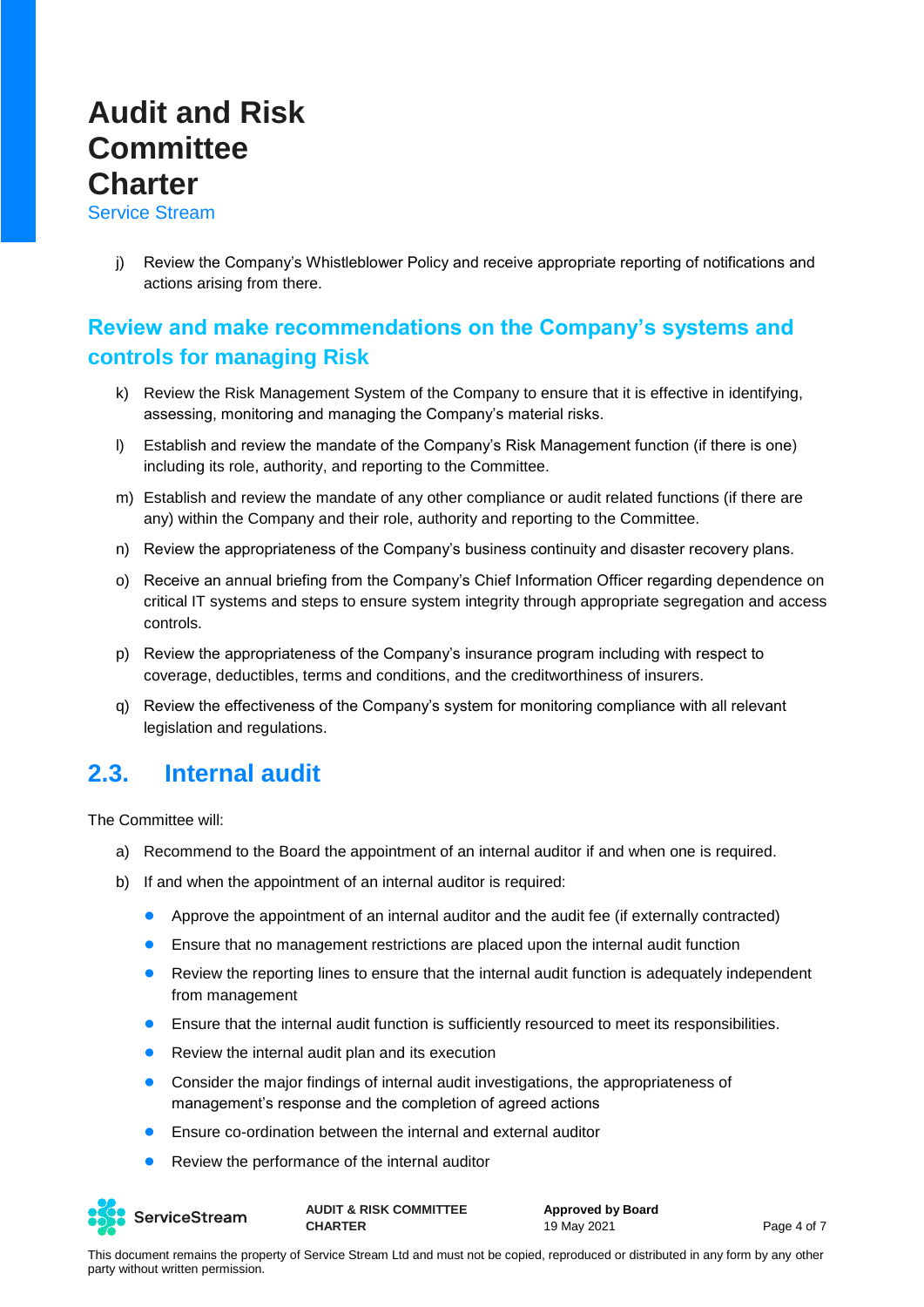j) Review the Company's Whistleblower Policy and receive appropriate reporting of notifications and actions arising from there.

### Review and make recommendations on the Company's systems and controls for managing Risk

k) Review the Risk Management System of the Company to ensure that it is effective in identifying, assessing, monitoring and managing the Company's material risks.

l) Establish and review the mandate of the Company's Risk Management function (if there is one) including its role, authority, and reporting to the Committee.

m) Establish and review the mandate of any other compliance or audit related functions (if there are any) within the Company and their role, authority and reporting to the Committee.

n) Review the appropriateness of the Company's business continuity and disaster recovery plans.

o) Receive an annual briefing from the Company's Chief Information Officer regarding dependence on critical IT systems and steps to ensure system integrity through appropriate segregation and access controls.

p) Review the appropriateness of the Company's insurance program including with respect to coverage, deductibles, terms and conditions, and the creditworthiness of insurers.

q) Review the effectiveness of the Company's system for monitoring compliance with all relevant legislation and regulations.

## 2.3. Internal audit

The Committee will:

a) Recommend to the Board the appointment of an internal auditor if and when one is required.

b) If and when the appointment of an internal auditor is required:

- Approve the appointment of an internal auditor and the audit fee (if externally contracted)
- Ensure that no management restrictions are placed upon the internal audit function
- Review the reporting lines to ensure that the internal audit function is adequately independent from management
- Ensure that the internal audit function is sufficiently resourced to meet its responsibilities.
- Review the internal audit plan and its execution
- Consider the major findings of internal audit investigations, the appropriateness of management's response and the completion of agreed actions
- Ensure co-ordination between the internal and external auditor
- Review the performance of the internal auditor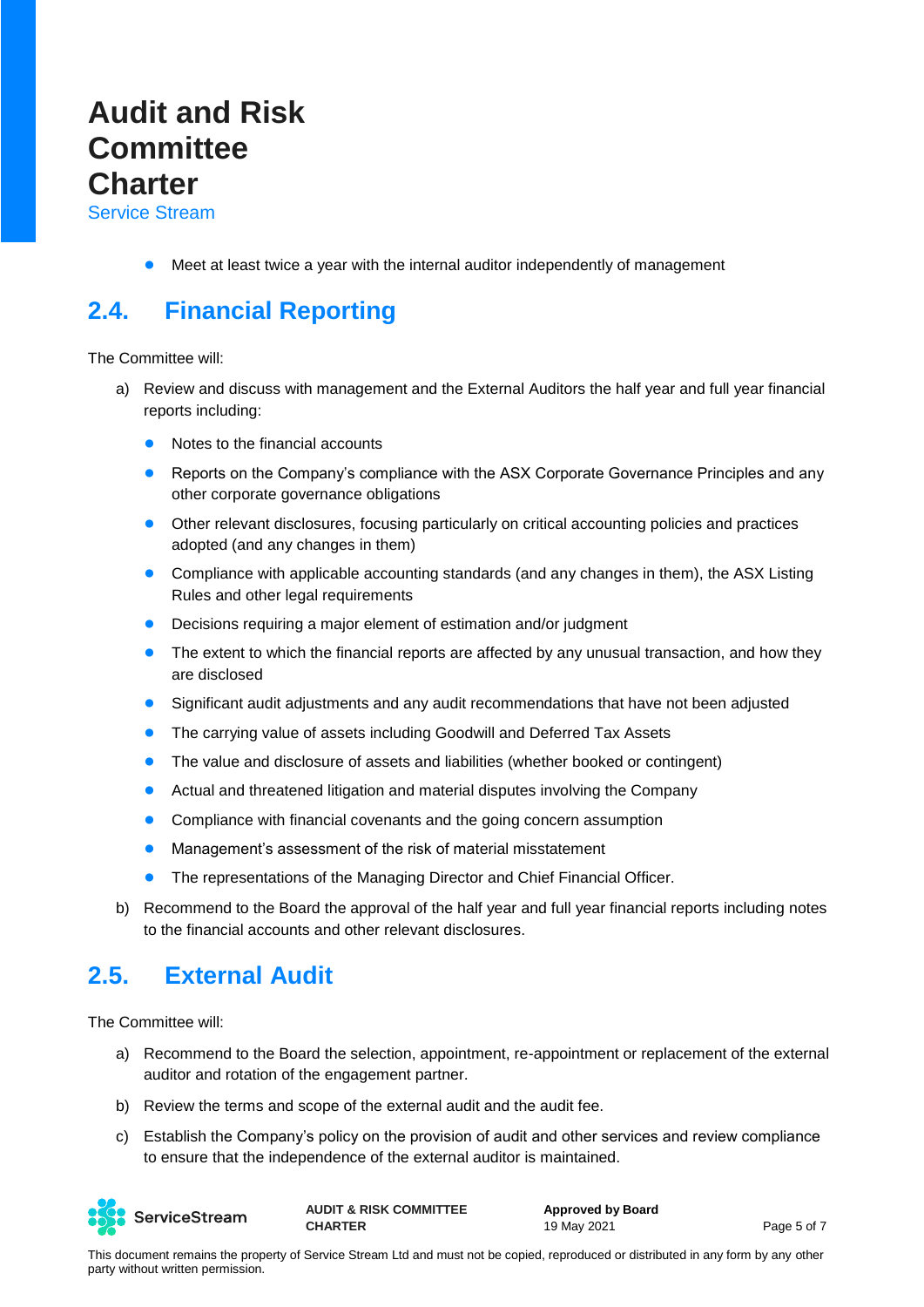- Meet at least twice a year with the internal auditor independently of management

## 2.4. Financial Reporting

The Committee will:

a) Review and discuss with management and the External Auditors the half year and full year financial reports including:

   - Notes to the financial accounts
   - Reports on the Company's compliance with the ASX Corporate Governance Principles and any other corporate governance obligations
   - Other relevant disclosures, focusing particularly on critical accounting policies and practices adopted (and any changes in them)
   - Compliance with applicable accounting standards (and any changes in them), the ASX Listing Rules and other legal requirements
   - Decisions requiring a major element of estimation and/or judgment
   - The extent to which the financial reports are affected by any unusual transaction, and how they are disclosed
   - Significant audit adjustments and any audit recommendations that have not been adjusted
   - The carrying value of assets including Goodwill and Deferred Tax Assets
   - The value and disclosure of assets and liabilities (whether booked or contingent)
   - Actual and threatened litigation and material disputes involving the Company
   - Compliance with financial covenants and the going concern assumption
   - Management's assessment of the risk of material misstatement
   - The representations of the Managing Director and Chief Financial Officer.

b) Recommend to the Board the approval of the half year and full year financial reports including notes to the financial accounts and other relevant disclosures.

## 2.5. External Audit

The Committee will:

a) Recommend to the Board the selection, appointment, re-appointment or replacement of the external auditor and rotation of the engagement partner.

b) Review the terms and scope of the external audit and the audit fee.

c) Establish the Company's policy on the provision of audit and other services and review compliance to ensure that the independence of the external auditor is maintained.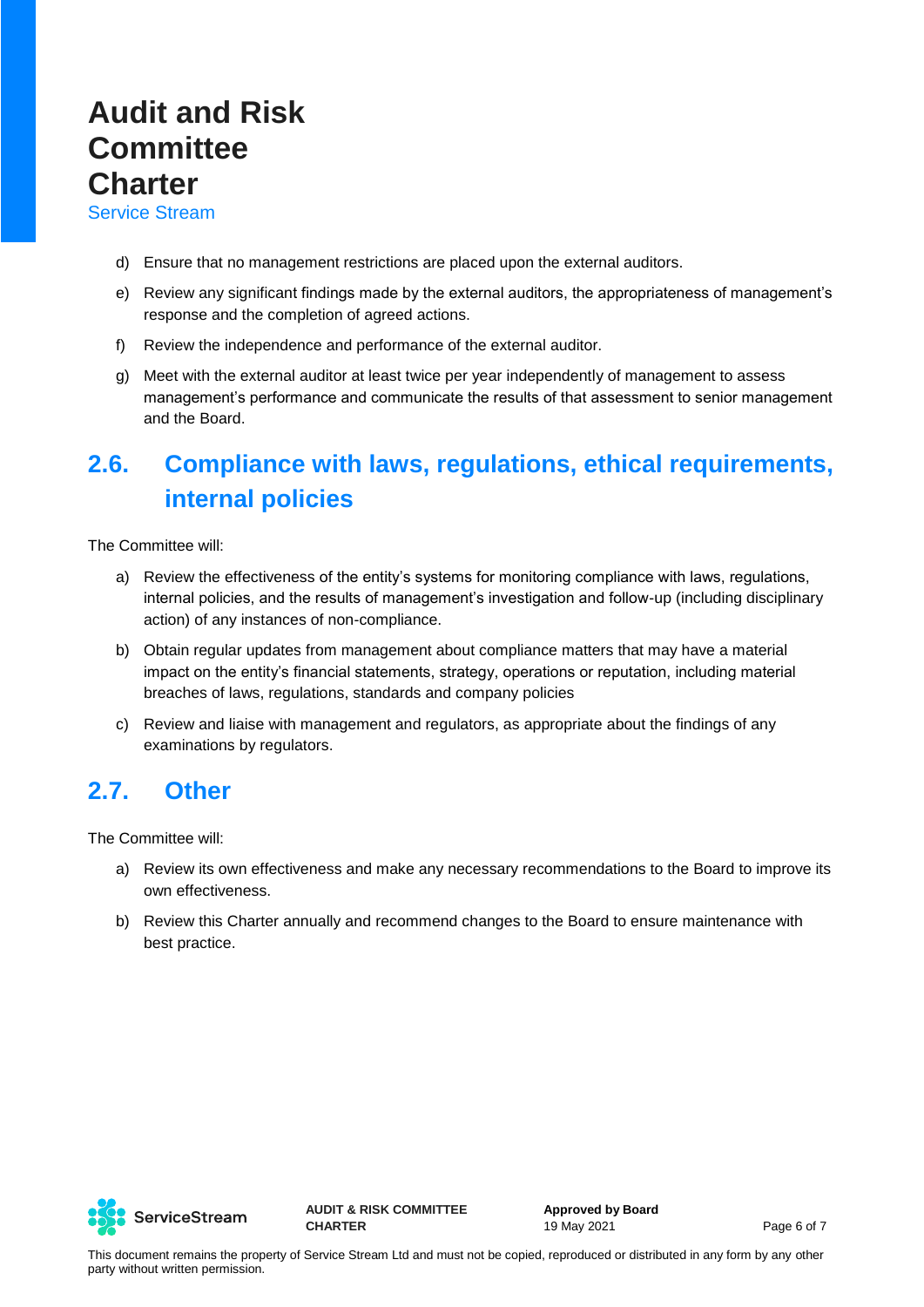d) Ensure that no management restrictions are placed upon the external auditors.

e) Review any significant findings made by the external auditors, the appropriateness of management's response and the completion of agreed actions.

f) Review the independence and performance of the external auditor.

g) Meet with the external auditor at least twice per year independently of management to assess management's performance and communicate the results of that assessment to senior management and the Board.

## 2.6. Compliance with laws, regulations, ethical requirements, internal policies

The Committee will:

a) Review the effectiveness of the entity's systems for monitoring compliance with laws, regulations, internal policies, and the results of management's investigation and follow-up (including disciplinary action) of any instances of non-compliance.

b) Obtain regular updates from management about compliance matters that may have a material impact on the entity's financial statements, strategy, operations or reputation, including material breaches of laws, regulations, standards and company policies

c) Review and liaise with management and regulators, as appropriate about the findings of any examinations by regulators.

## 2.7. Other

The Committee will:

a) Review its own effectiveness and make any necessary recommendations to the Board to improve its own effectiveness.

b) Review this Charter annually and recommend changes to the Board to ensure maintenance with best practice.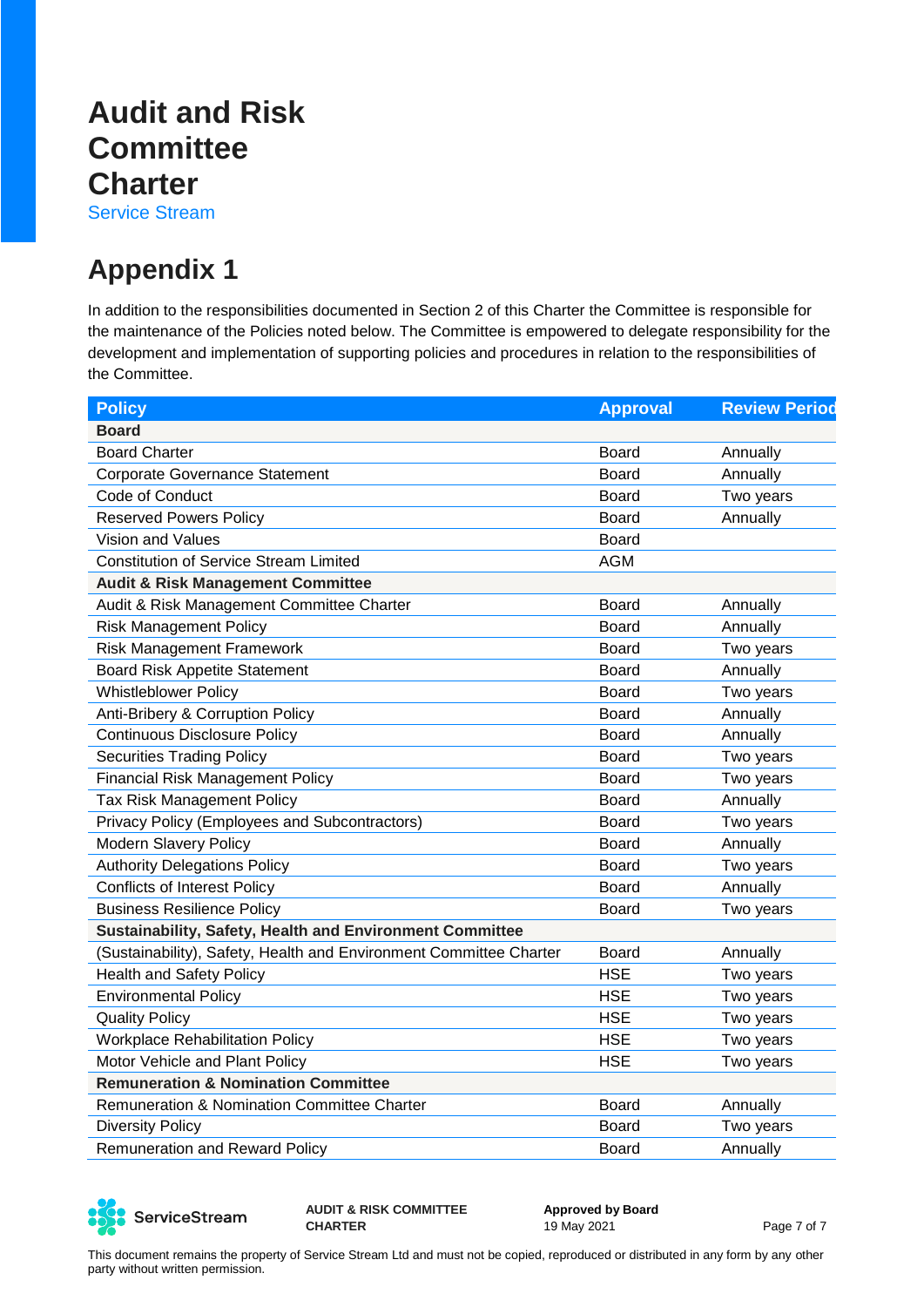# Audit and Risk Committee Charter

Service Stream

## Appendix 1

In addition to the responsibilities documented in Section 2 of this Charter the Committee is responsible for the maintenance of the Policies noted below. The Committee is empowered to delegate responsibility for the development and implementation of supporting policies and procedures in relation to the responsibilities of the Committee.

| Policy | Approval | Review Period |
|---|---|---|
| **Board** | | |
| Board Charter | Board | Annually |
| Corporate Governance Statement | Board | Annually |
| Code of Conduct | Board | Two years |
| Reserved Powers Policy | Board | Annually |
| Vision and Values | Board | |
| Constitution of Service Stream Limited | AGM | |
| **Audit & Risk Management Committee** | | |
| Audit & Risk Management Committee Charter | Board | Annually |
| Risk Management Policy | Board | Annually |
| Risk Management Framework | Board | Two years |
| Board Risk Appetite Statement | Board | Annually |
| Whistleblower Policy | Board | Two years |
| Anti-Bribery & Corruption Policy | Board | Annually |
| Continuous Disclosure Policy | Board | Annually |
| Securities Trading Policy | Board | Two years |
| Financial Risk Management Policy | Board | Two years |
| Tax Risk Management Policy | Board | Annually |
| Privacy Policy (Employees and Subcontractors) | Board | Two years |
| Modern Slavery Policy | Board | Annually |
| Authority Delegations Policy | Board | Two years |
| Conflicts of Interest Policy | Board | Annually |
| Business Resilience Policy | Board | Two years |
| **Sustainability, Safety, Health and Environment Committee** | | |
| (Sustainability), Safety, Health and Environment Committee Charter | Board | Annually |
| Health and Safety Policy | HSE | Two years |
| Environmental Policy | HSE | Two years |
| Quality Policy | HSE | Two years |
| Workplace Rehabilitation Policy | HSE | Two years |
| Motor Vehicle and Plant Policy | HSE | Two years |
| **Remuneration & Nomination Committee** | | |
| Remuneration & Nomination Committee Charter | Board | Annually |
| Diversity Policy | Board | Two years |
| Remuneration and Reward Policy | Board | Annually |

**AUDIT & RISK COMMITTEE CHARTER**

**Approved by Board**
19 May 2021

This document remains the property of Service Stream Ltd and must not be copied, reproduced or distributed in any form by any other party without written permission.